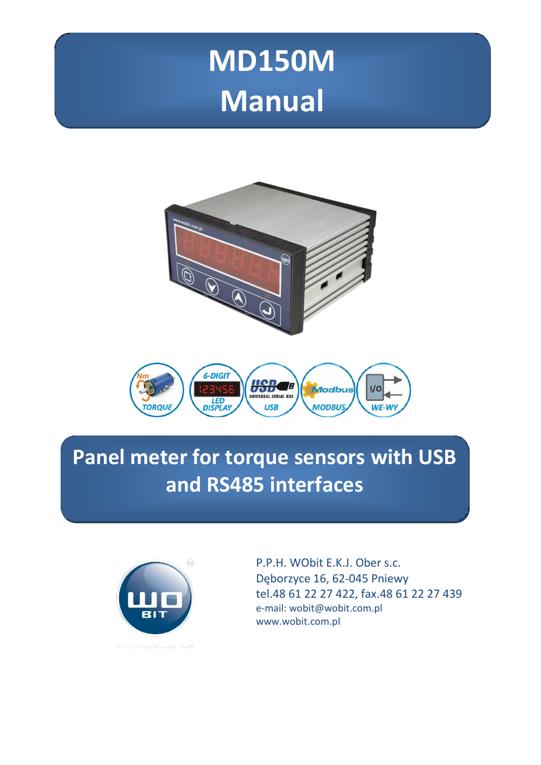# MD150M Manual

## Panel meter for torque sensors with USB and RS485 interfaces

P.P.H. WObit E.K.J. Ober s.c.
Dęborzyce 16, 62-045 Pniewy
tel.48 61 22 27 422, fax.48 61 22 27 439
e-mail: wobit@wobit.com.pl
www.wobit.com.pl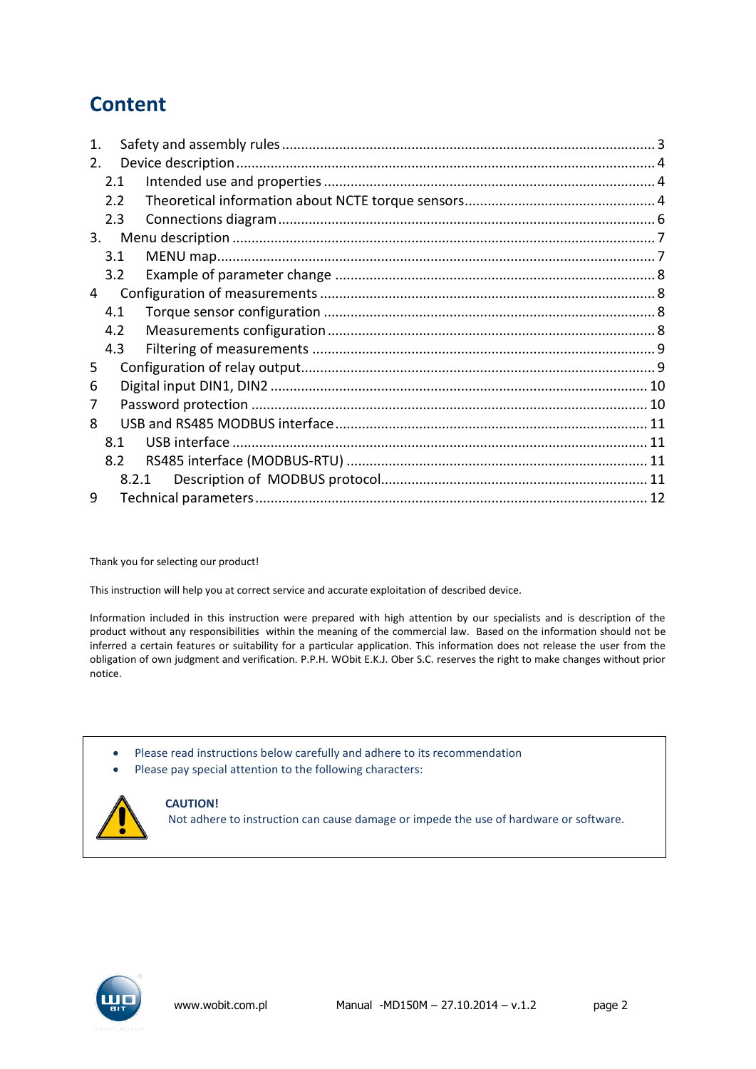# Content

1. Safety and assembly rules ........................................................................................ 3
2. Device description .................................................................................................. 4
   - 2.1 Intended use and properties .............................................................................. 4
   - 2.2 Theoretical information about NCTE torque sensors ......................................... 4
   - 2.3 Connections diagram .......................................................................................... 6
3. Menu description .................................................................................................... 7
   - 3.1 MENU map .......................................................................................................... 7
   - 3.2 Example of parameter change ............................................................................ 8
4 Configuration of measurements .............................................................................. 8
   - 4.1 Torque sensor configuration ............................................................................... 8
   - 4.2 Measurements configuration .............................................................................. 8
   - 4.3 Filtering of measurements .................................................................................. 9
5 Configuration of relay output ..................................................................................... 9
6 Digital input DIN1, DIN2 ........................................................................................... 10
7 Password protection ................................................................................................ 10
8 USB and RS485 MODBUS interface ......................................................................... 11
   - 8.1 USB interface ...................................................................................................... 11
   - 8.2 RS485 interface (MODBUS-RTU) ......................................................................... 11
     - 8.2.1 Description of MODBUS protocol ................................................................. 11
9 Technical parameters ............................................................................................... 12

Thank you for selecting our product!

This instruction will help you at correct service and accurate exploitation of described device.

Information included in this instruction were prepared with high attention by our specialists and is description of the product without any responsibilities within the meaning of the commercial law. Based on the information should not be inferred a certain features or suitability for a particular application. This information does not release the user from the obligation of own judgment and verification. P.P.H. WObit E.K.J. Ober S.C. reserves the right to make changes without prior notice.

- Please read instructions below carefully and adhere to its recommendation
- Please pay special attention to the following characters:

**CAUTION!**
Not adhere to instruction can cause damage or impede the use of hardware or software.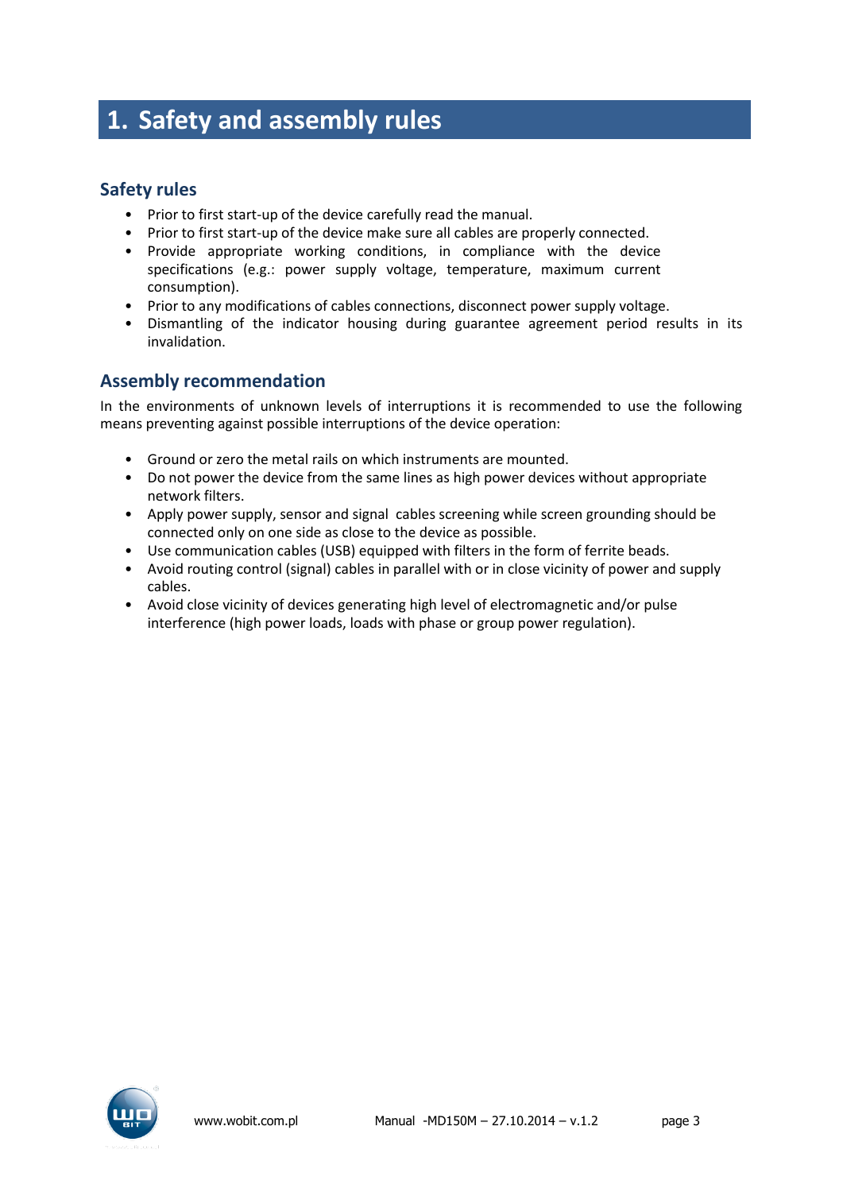# 1. Safety and assembly rules

## Safety rules

- Prior to first start-up of the device carefully read the manual.
- Prior to first start-up of the device make sure all cables are properly connected.
- Provide appropriate working conditions, in compliance with the device specifications (e.g.: power supply voltage, temperature, maximum current consumption).
- Prior to any modifications of cables connections, disconnect power supply voltage.
- Dismantling of the indicator housing during guarantee agreement period results in its invalidation.

## Assembly recommendation

In the environments of unknown levels of interruptions it is recommended to use the following means preventing against possible interruptions of the device operation:

- Ground or zero the metal rails on which instruments are mounted.
- Do not power the device from the same lines as high power devices without appropriate network filters.
- Apply power supply, sensor and signal cables screening while screen grounding should be connected only on one side as close to the device as possible.
- Use communication cables (USB) equipped with filters in the form of ferrite beads.
- Avoid routing control (signal) cables in parallel with or in close vicinity of power and supply cables.
- Avoid close vicinity of devices generating high level of electromagnetic and/or pulse interference (high power loads, loads with phase or group power regulation).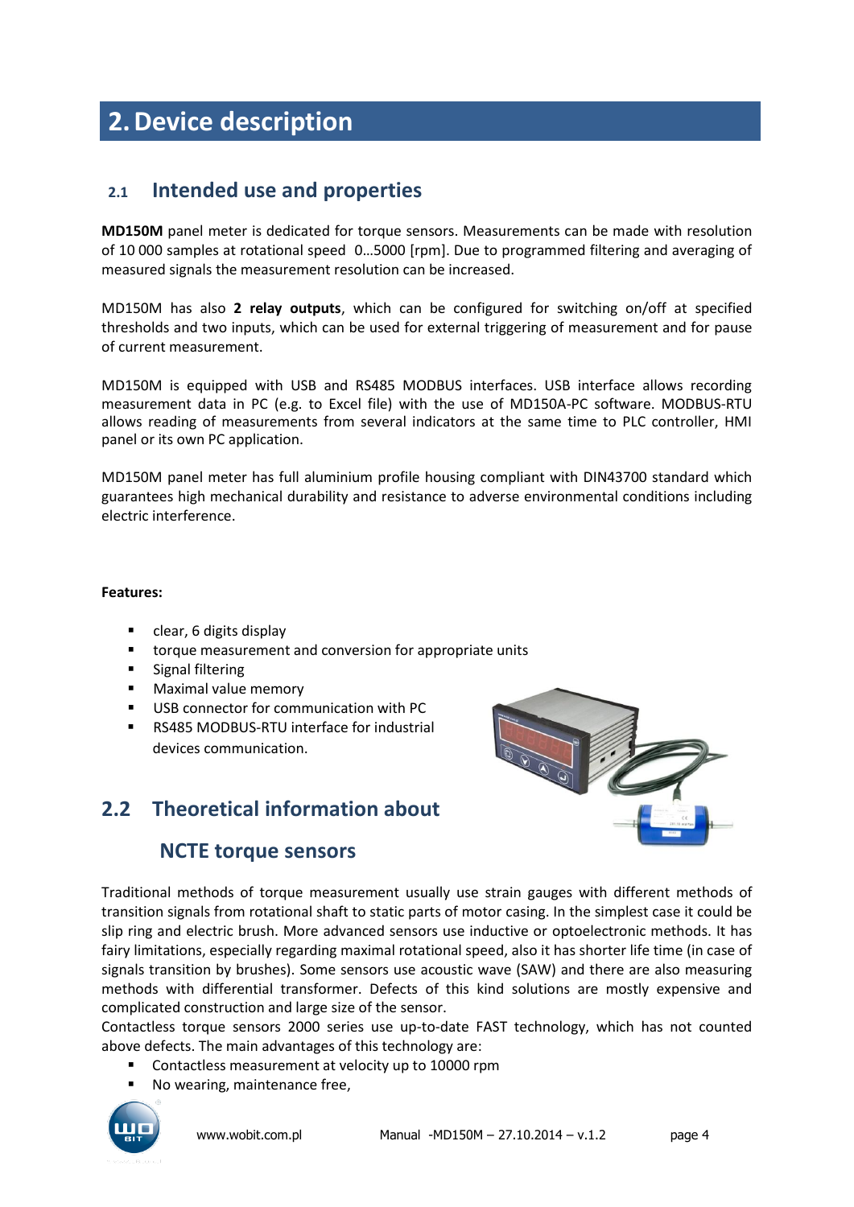# 2. Device description

## 2.1 Intended use and properties

**MD150M** panel meter is dedicated for torque sensors. Measurements can be made with resolution of 10 000 samples at rotational speed 0...5000 [rpm]. Due to programmed filtering and averaging of measured signals the measurement resolution can be increased.

MD150M has also **2 relay outputs**, which can be configured for switching on/off at specified thresholds and two inputs, which can be used for external triggering of measurement and for pause of current measurement.

MD150M is equipped with USB and RS485 MODBUS interfaces. USB interface allows recording measurement data in PC (e.g. to Excel file) with the use of MD150A-PC software. MODBUS-RTU allows reading of measurements from several indicators at the same time to PLC controller, HMI panel or its own PC application.

MD150M panel meter has full aluminium profile housing compliant with DIN43700 standard which guarantees high mechanical durability and resistance to adverse environmental conditions including electric interference.

**Features:**

- clear, 6 digits display
- torque measurement and conversion for appropriate units
- Signal filtering
- Maximal value memory
- USB connector for communication with PC
- RS485 MODBUS-RTU interface for industrial devices communication.

## 2.2 Theoretical information about NCTE torque sensors

Traditional methods of torque measurement usually use strain gauges with different methods of transition signals from rotational shaft to static parts of motor casing. In the simplest case it could be slip ring and electric brush. More advanced sensors use inductive or optoelectronic methods. It has fairy limitations, especially regarding maximal rotational speed, also it has shorter life time (in case of signals transition by brushes). Some sensors use acoustic wave (SAW) and there are also measuring methods with differential transformer. Defects of this kind solutions are mostly expensive and complicated construction and large size of the sensor.

Contactless torque sensors 2000 series use up-to-date FAST technology, which has not counted above defects. The main advantages of this technology are:

- Contactless measurement at velocity up to 10000 rpm
- No wearing, maintenance free,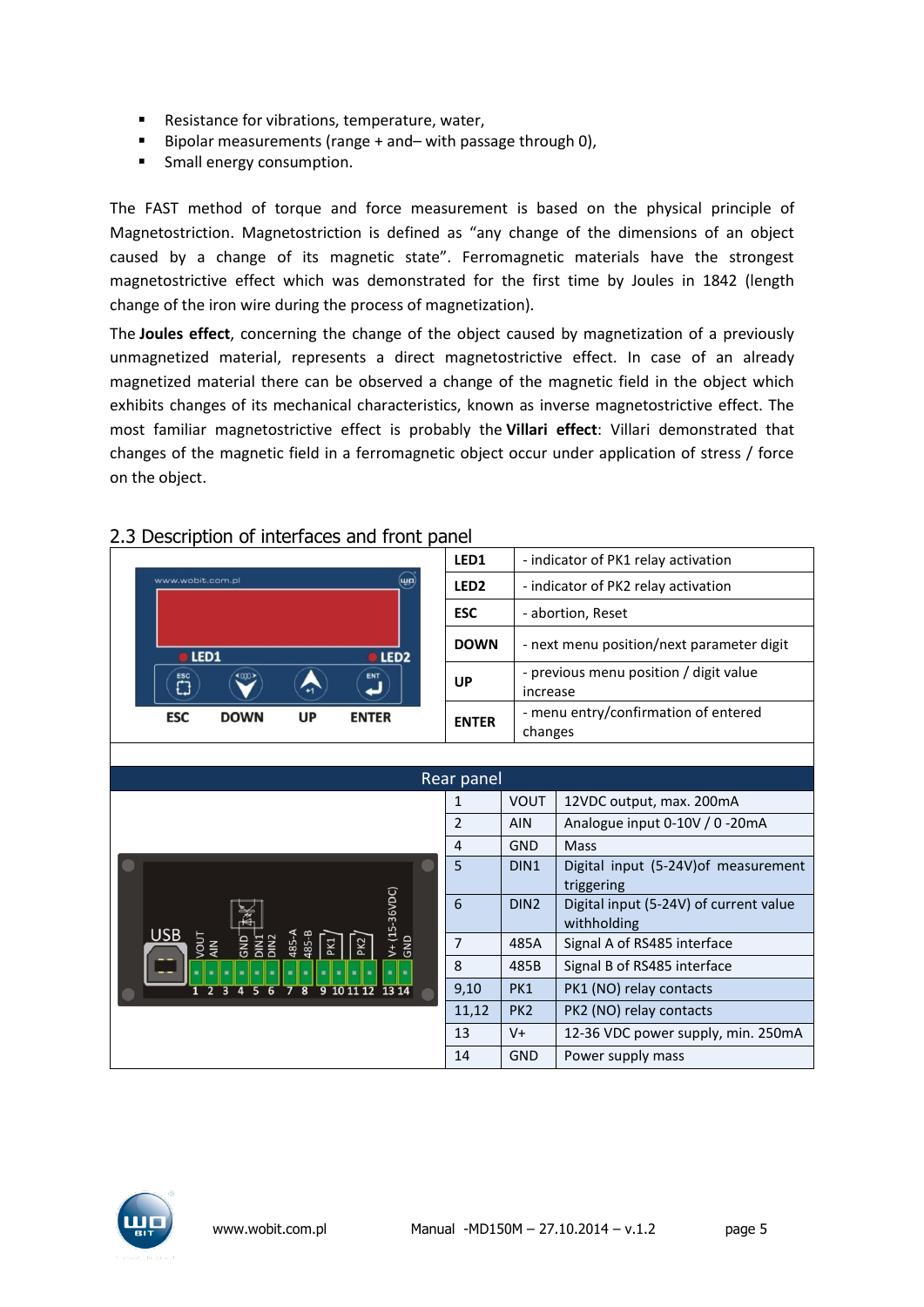- Resistance for vibrations, temperature, water,
- Bipolar measurements (range + and– with passage through 0),
- Small energy consumption.

The FAST method of torque and force measurement is based on the physical principle of Magnetostriction. Magnetostriction is defined as “any change of the dimensions of an object caused by a change of its magnetic state”. Ferromagnetic materials have the strongest magnetostrictive effect which was demonstrated for the first time by Joules in 1842 (length change of the iron wire during the process of magnetization).

The **Joules effect**, concerning the change of the object caused by magnetization of a previously unmagnetized material, represents a direct magnetostrictive effect. In case of an already magnetized material there can be observed a change of the magnetic field in the object which exhibits changes of its mechanical characteristics, known as inverse magnetostrictive effect. The most familiar magnetostrictive effect is probably the **Villari effect**: Villari demonstrated that changes of the magnetic field in a ferromagnetic object occur under application of stress / force on the object.

## 2.3 Description of interfaces and front panel

| Element | Description |
|---|---|
| **LED1** | - indicator of PK1 relay activation |
| **LED2** | - indicator of PK2 relay activation |
| **ESC** | - abortion, Reset |
| **DOWN** | - next menu position/next parameter digit |
| **UP** | - previous menu position / digit value increase |
| **ENTER** | - menu entry/confirmation of entered changes |

**Rear panel**

| Pin | Name | Description |
|---|---|---|
| 1 | VOUT | 12VDC output, max. 200mA |
| 2 | AIN | Analogue input 0-10V / 0 -20mA |
| 4 | GND | Mass |
| 5 | DIN1 | Digital input (5-24V)of measurement triggering |
| 6 | DIN2 | Digital input (5-24V) of current value withholding |
| 7 | 485A | Signal A of RS485 interface |
| 8 | 485B | Signal B of RS485 interface |
| 9,10 | PK1 | PK1 (NO) relay contacts |
| 11,12 | PK2 | PK2 (NO) relay contacts |
| 13 | V+ | 12-36 VDC power supply, min. 250mA |
| 14 | GND | Power supply mass |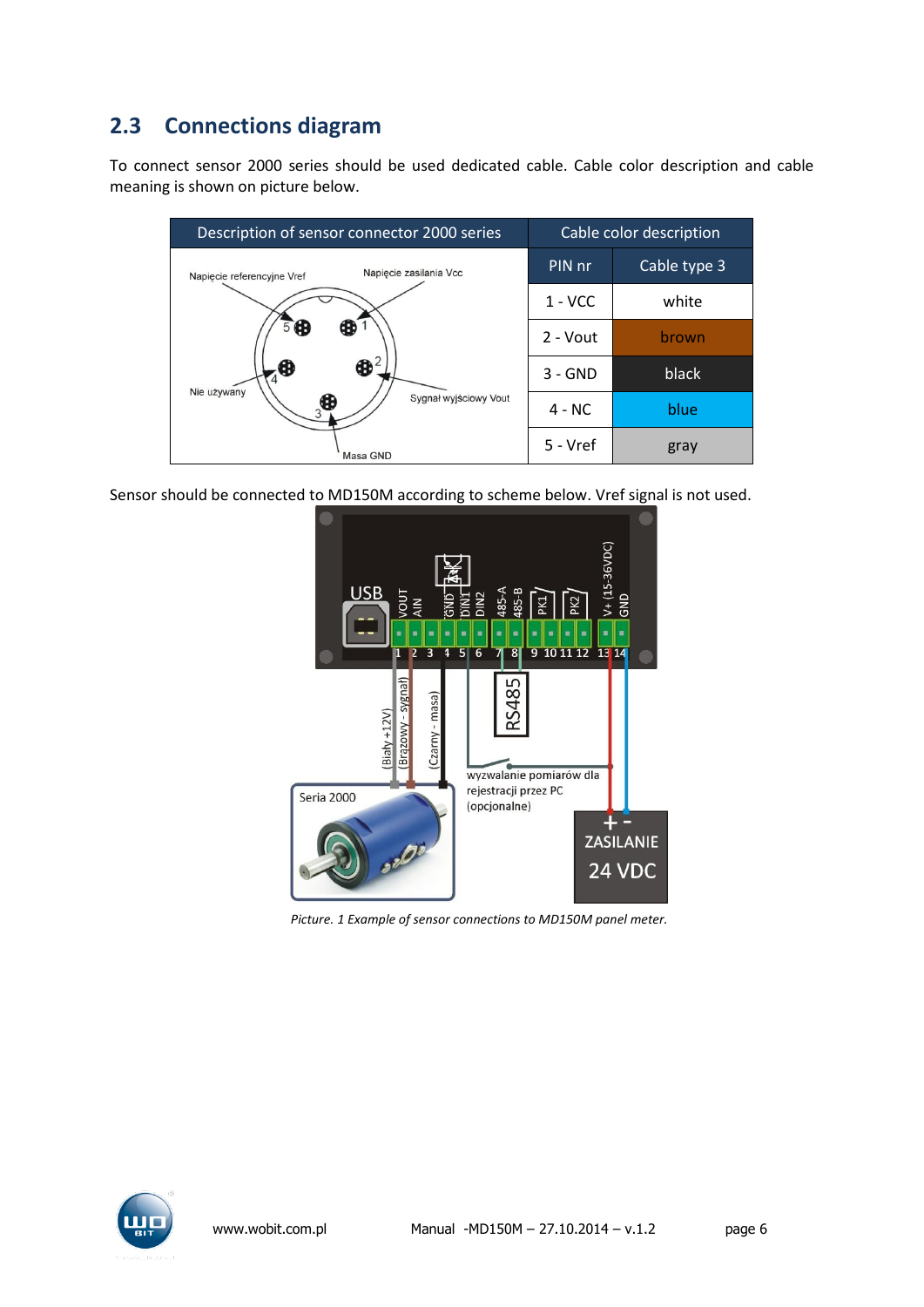## 2.3 Connections diagram

To connect sensor 2000 series should be used dedicated cable. Cable color description and cable meaning is shown on picture below.

| Description of sensor connector 2000 series | Cable color description | |
|---|---|---|
| | PIN nr | Cable type 3 |
| | 1 - VCC | white |
| | 2 - Vout | brown |
| | 3 - GND | black |
| | 4 - NC | blue |
| | 5 - Vref | gray |

Sensor should be connected to MD150M according to scheme below. Vref signal is not used.

*Picture. 1 Example of sensor connections to MD150M panel meter.*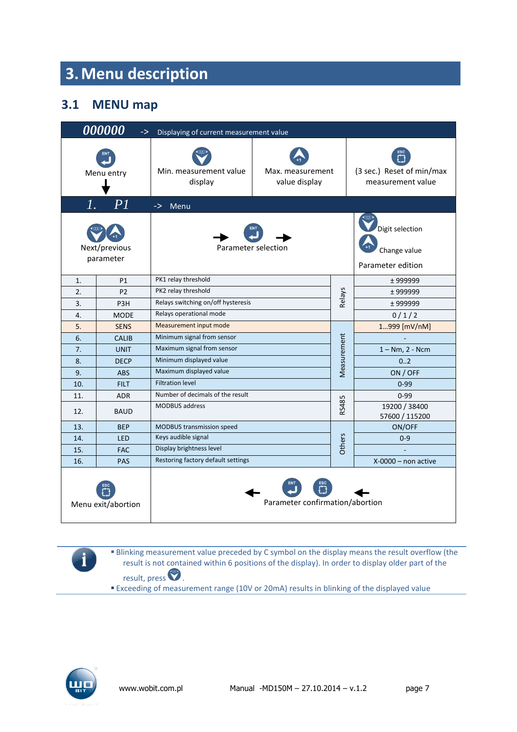# 3. Menu description

## 3.1 MENU map

| 000000 | -> Displaying of current measurement value | | |
|---|---|---|---|
| Menu entry ↓ | Min. measurement value display | Max. measurement value display | (3 sec.) Reset of min/max measurement value |

| 1. P1 | -> Menu | |
|---|---|---|
| Next/previous parameter | → Parameter selection → | Digit selection<br>Change value<br>Parameter edition |

| No. | Parameter | Description | Group | Range |
|---|---|---|---|---|
| 1. | P1 | PK1 relay threshold | Relays | ± 999999 |
| 2. | P2 | PK2 relay threshold | Relays | ± 999999 |
| 3. | P3H | Relays switching on/off hysteresis | Relays | ± 999999 |
| 4. | MODE | Relays operational mode | Relays | 0 / 1 / 2 |
| 5. | SENS | Measurement input mode | Measurement | 1...999 [mV/nM] |
| 6. | CALIB | Minimum signal from sensor | Measurement | - |
| 7. | UNIT | Maximum signal from sensor | Measurement | 1 – Nm, 2 - Ncm |
| 8. | DECP | Minimum displayed value | Measurement | 0..2 |
| 9. | ABS | Maximum displayed value | Measurement | ON / OFF |
| 10. | FILT | Filtration level | Measurement | 0-99 |
| 11. | ADR | Number of decimals of the result | RS485 | 0-99 |
| 12. | BAUD | MODBUS address | RS485 | 19200 / 38400<br>57600 / 115200 |
| 13. | BEP | MODBUS transmission speed | Others | ON/OFF |
| 14. | LED | Keys audible signal | Others | 0-9 |
| 15. | FAC | Display brightness level | Others | - |
| 16. | PAS | Restoring factory default settings | Others | X-0000 – non active |

| Menu exit/abortion | ← Parameter confirmation/abortion ← |
|---|---|

- Blinking measurement value preceded by C symbol on the display means the result overflow (the result is not contained within 6 positions of the display). In order to display older part of the result, press .
- Exceeding of measurement range (10V or 20mA) results in blinking of the displayed value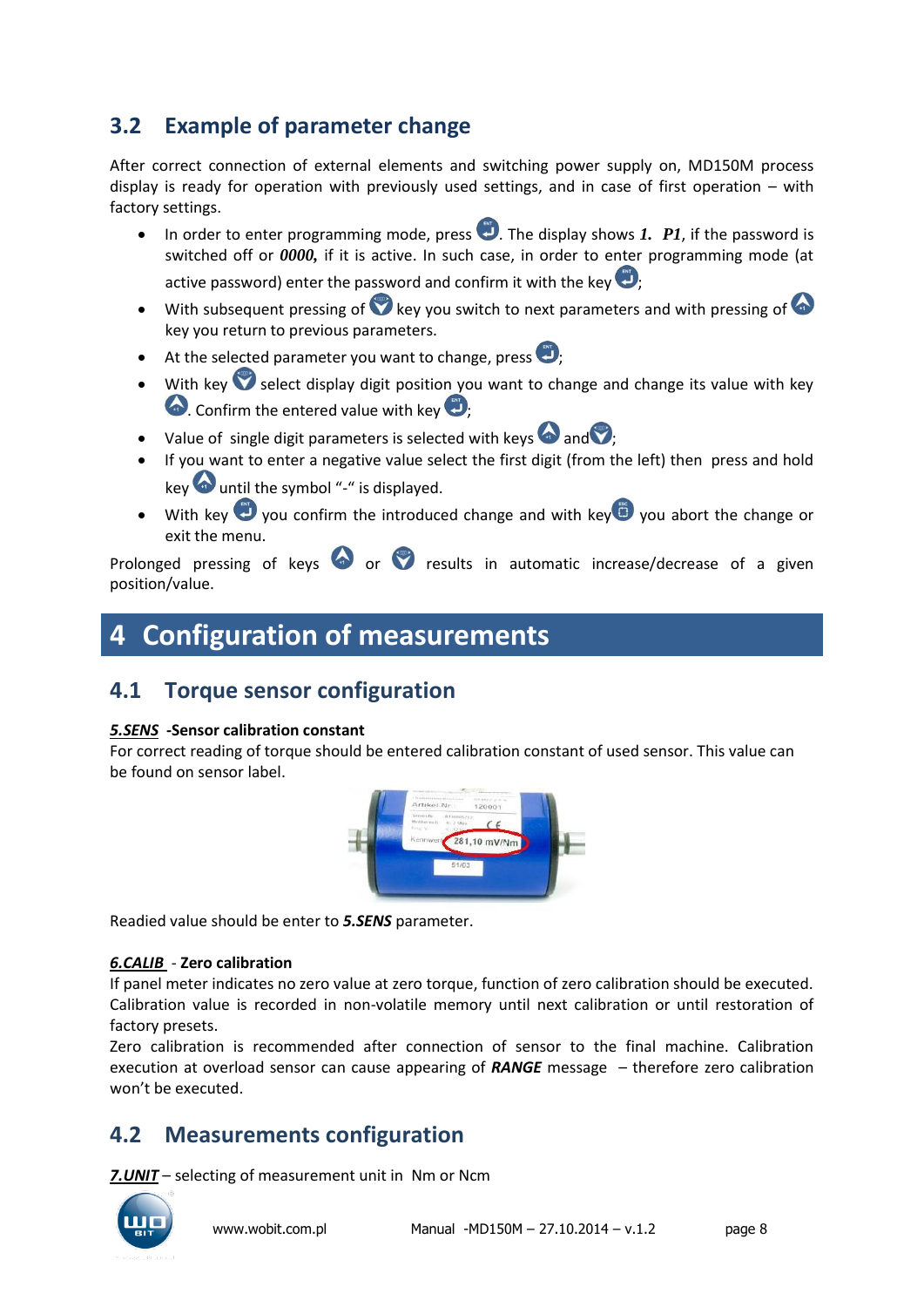## 3.2 Example of parameter change

After correct connection of external elements and switching power supply on, MD150M process display is ready for operation with previously used settings, and in case of first operation – with factory settings.

- In order to enter programming mode, press . The display shows ***1. P1***, if the password is switched off or ***0000,*** if it is active. In such case, in order to enter programming mode (at active password) enter the password and confirm it with the key ;
- With subsequent pressing of  key you switch to next parameters and with pressing of  key you return to previous parameters.
- At the selected parameter you want to change, press ;
- With key  select display digit position you want to change and change its value with key . Confirm the entered value with key ;
- Value of single digit parameters is selected with keys  and ;
- If you want to enter a negative value select the first digit (from the left) then press and hold key  until the symbol "-" is displayed.
- With key  you confirm the introduced change and with key  you abort the change or exit the menu.

Prolonged pressing of keys  or  results in automatic increase/decrease of a given position/value.

# 4 Configuration of measurements

## 4.1 Torque sensor configuration

***5.SENS*** **-Sensor calibration constant**

For correct reading of torque should be entered calibration constant of used sensor. This value can be found on sensor label.

Readied value should be enter to ***5.SENS*** parameter.

***6.CALIB*** - **Zero calibration**

If panel meter indicates no zero value at zero torque, function of zero calibration should be executed. Calibration value is recorded in non-volatile memory until next calibration or until restoration of factory presets.

Zero calibration is recommended after connection of sensor to the final machine. Calibration execution at overload sensor can cause appearing of ***RANGE*** message – therefore zero calibration won't be executed.

## 4.2 Measurements configuration

***7.UNIT*** – selecting of measurement unit in Nm or Ncm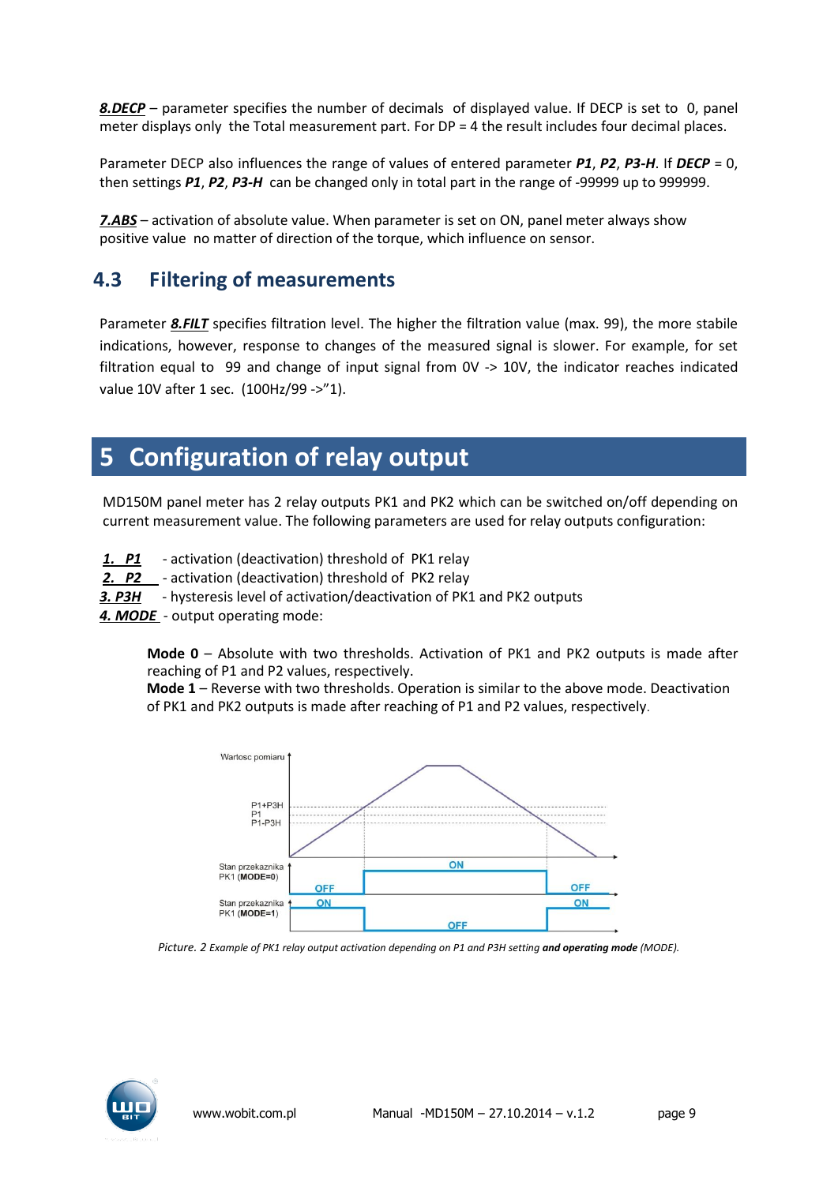**8.DECP** – parameter specifies the number of decimals of displayed value. If DECP is set to 0, panel meter displays only the Total measurement part. For DP = 4 the result includes four decimal places.

Parameter DECP also influences the range of values of entered parameter ***P1***, ***P2***, ***P3-H***. If ***DECP*** = 0, then settings ***P1***, ***P2***, ***P3-H*** can be changed only in total part in the range of -99999 up to 999999.

**7.ABS** – activation of absolute value. When parameter is set on ON, panel meter always show positive value no matter of direction of the torque, which influence on sensor.

## 4.3 Filtering of measurements

Parameter **8.FILT** specifies filtration level. The higher the filtration value (max. 99), the more stabile indications, however, response to changes of the measured signal is slower. For example, for set filtration equal to 99 and change of input signal from 0V -> 10V, the indicator reaches indicated value 10V after 1 sec. (100Hz/99 ->"1).

# 5 Configuration of relay output

MD150M panel meter has 2 relay outputs PK1 and PK2 which can be switched on/off depending on current measurement value. The following parameters are used for relay outputs configuration:

**1. P1** - activation (deactivation) threshold of PK1 relay
**2. P2** - activation (deactivation) threshold of PK2 relay
**3. P3H** - hysteresis level of activation/deactivation of PK1 and PK2 outputs
**4. MODE** - output operating mode:

> **Mode 0** – Absolute with two thresholds. Activation of PK1 and PK2 outputs is made after reaching of P1 and P2 values, respectively.
> **Mode 1** – Reverse with two thresholds. Operation is similar to the above mode. Deactivation of PK1 and PK2 outputs is made after reaching of P1 and P2 values, respectively.

*Picture. 2 Example of PK1 relay output activation depending on P1 and P3H setting **and operating mode** (MODE).*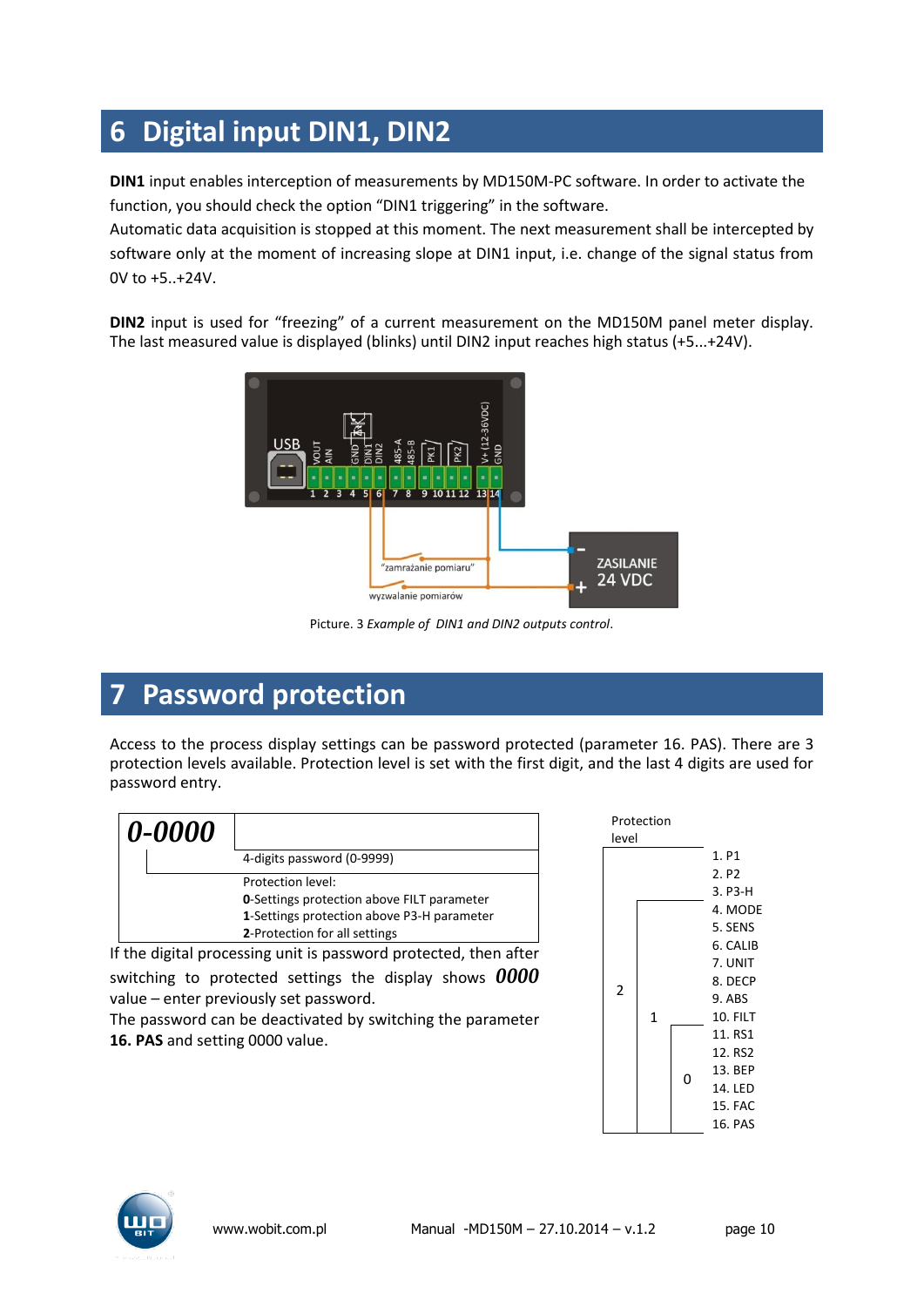# 6 Digital input DIN1, DIN2

**DIN1** input enables interception of measurements by MD150M-PC software. In order to activate the function, you should check the option "DIN1 triggering" in the software.
Automatic data acquisition is stopped at this moment. The next measurement shall be intercepted by software only at the moment of increasing slope at DIN1 input, i.e. change of the signal status from 0V to +5..+24V.

**DIN2** input is used for "freezing" of a current measurement on the MD150M panel meter display. The last measured value is displayed (blinks) until DIN2 input reaches high status (+5...+24V).

Picture. 3 *Example of DIN1 and DIN2 outputs control*.

# 7 Password protection

Access to the process display settings can be password protected (parameter 16. PAS). There are 3 protection levels available. Protection level is set with the first digit, and the last 4 digits are used for password entry.

***0-0000***

- 4-digits password (0-9999)
- Protection level:
  - **0**-Settings protection above FILT parameter
  - **1**-Settings protection above P3-H parameter
  - **2**-Protection for all settings

If the digital processing unit is password protected, then after switching to protected settings the display shows ***0000*** value – enter previously set password.
The password can be deactivated by switching the parameter **16. PAS** and setting 0000 value.

| Protection level | Parameters |
| --- | --- |
| 2 | 1. P1, 2. P2 |
| 2, 1 | 3. P3-H, 4. MODE, 5. SENS, 6. CALIB, 7. UNIT, 8. DECP, 9. ABS, 10. FILT |
| 2, 1, 0 | 11. RS1, 12. RS2, 13. BEP, 14. LED, 15. FAC, 16. PAS |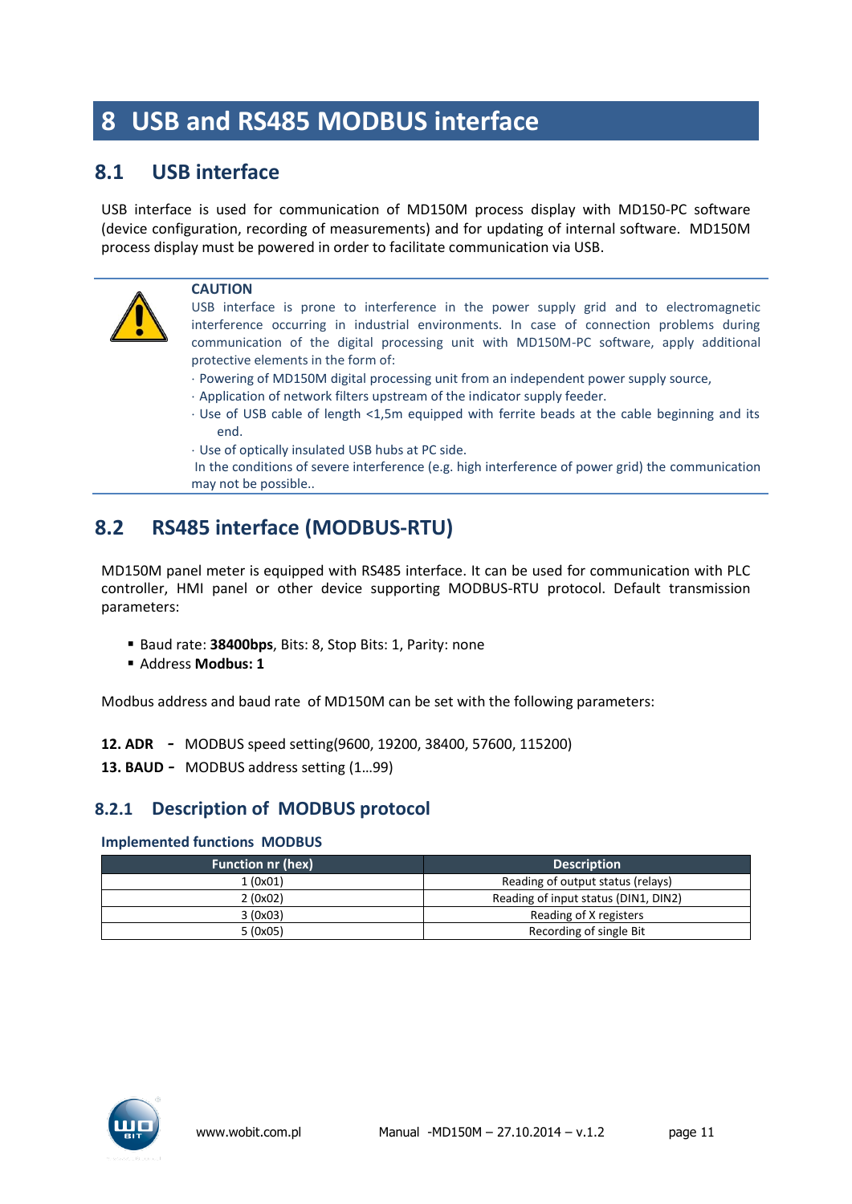# 8 USB and RS485 MODBUS interface

## 8.1 USB interface

USB interface is used for communication of MD150M process display with MD150-PC software (device configuration, recording of measurements) and for updating of internal software. MD150M process display must be powered in order to facilitate communication via USB.

**CAUTION**

USB interface is prone to interference in the power supply grid and to electromagnetic interference occurring in industrial environments. In case of connection problems during communication of the digital processing unit with MD150M-PC software, apply additional protective elements in the form of:

- Powering of MD150M digital processing unit from an independent power supply source,
- Application of network filters upstream of the indicator supply feeder.
- Use of USB cable of length <1,5m equipped with ferrite beads at the cable beginning and its end.
- Use of optically insulated USB hubs at PC side.

In the conditions of severe interference (e.g. high interference of power grid) the communication may not be possible..

## 8.2 RS485 interface (MODBUS-RTU)

MD150M panel meter is equipped with RS485 interface. It can be used for communication with PLC controller, HMI panel or other device supporting MODBUS-RTU protocol. Default transmission parameters:

- Baud rate: **38400bps**, Bits: 8, Stop Bits: 1, Parity: none
- Address **Modbus: 1**

Modbus address and baud rate of MD150M can be set with the following parameters:

**12. ADR** - MODBUS speed setting(9600, 19200, 38400, 57600, 115200)

**13. BAUD** - MODBUS address setting (1…99)

### 8.2.1 Description of MODBUS protocol

**Implemented functions MODBUS**

| Function nr (hex) | Description |
|---|---|
| 1 (0x01) | Reading of output status (relays) |
| 2 (0x02) | Reading of input status (DIN1, DIN2) |
| 3 (0x03) | Reading of X registers |
| 5 (0x05) | Recording of single Bit |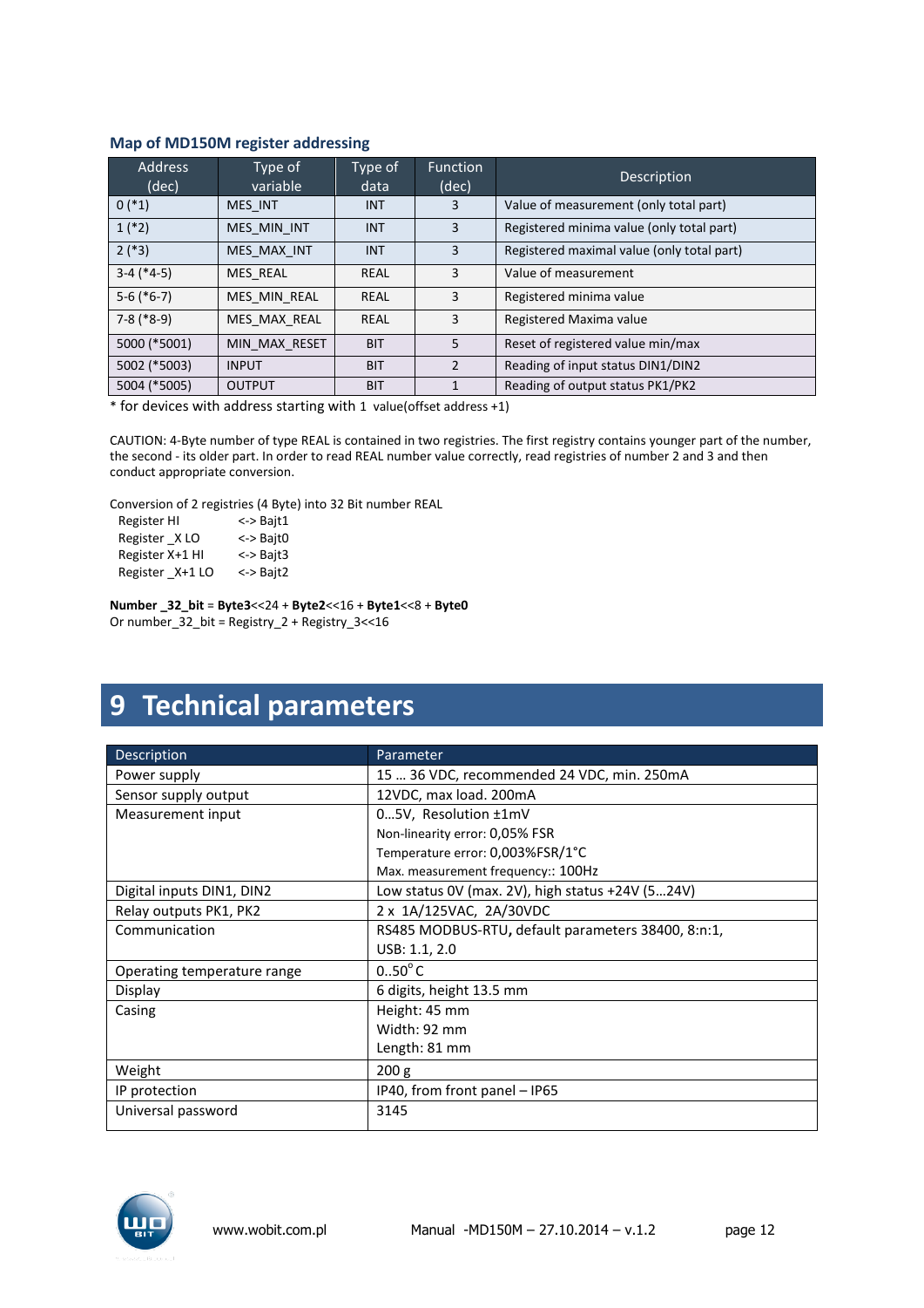### Map of MD150M register addressing

| Address (dec) | Type of variable | Type of data | Function (dec) | Description |
|---|---|---|---|---|
| 0 (*1) | MES_INT | INT | 3 | Value of measurement (only total part) |
| 1 (*2) | MES_MIN_INT | INT | 3 | Registered minima value (only total part) |
| 2 (*3) | MES_MAX_INT | INT | 3 | Registered maximal value (only total part) |
| 3-4 (*4-5) | MES_REAL | REAL | 3 | Value of measurement |
| 5-6 (*6-7) | MES_MIN_REAL | REAL | 3 | Registered minima value |
| 7-8 (*8-9) | MES_MAX_REAL | REAL | 3 | Registered Maxima value |
| 5000 (*5001) | MIN_MAX_RESET | BIT | 5 | Reset of registered value min/max |
| 5002 (*5003) | INPUT | BIT | 2 | Reading of input status DIN1/DIN2 |
| 5004 (*5005) | OUTPUT | BIT | 1 | Reading of output status PK1/PK2 |

* for devices with address starting with 1 value(offset address +1)

CAUTION: 4-Byte number of type REAL is contained in two registries. The first registry contains younger part of the number, the second - its older part. In order to read REAL number value correctly, read registries of number 2 and 3 and then conduct appropriate conversion.

Conversion of 2 registries (4 Byte) into 32 Bit number REAL

Register HI <-> Bajt1
Register _X LO <-> Bajt0
Register X+1 HI <-> Bajt3
Register _X+1 LO <-> Bajt2

**Number _32_bit** = **Byte3**<<24 + **Byte2**<<16 + **Byte1**<<8 + **Byte0**
Or number_32_bit = Registry_2 + Registry_3<<16

# 9 Technical parameters

| Description | Parameter |
|---|---|
| Power supply | 15 … 36 VDC, recommended 24 VDC, min. 250mA |
| Sensor supply output | 12VDC, max load. 200mA |
| Measurement input | 0…5V, Resolution ±1mV<br>Non-linearity error: 0,05% FSR<br>Temperature error: 0,003%FSR/1°C<br>Max. measurement frequency:: 100Hz |
| Digital inputs DIN1, DIN2 | Low status 0V (max. 2V), high status +24V (5…24V) |
| Relay outputs PK1, PK2 | 2 x 1A/125VAC, 2A/30VDC |
| Communication | RS485 MODBUS-RTU**,** default parameters 38400, 8:n:1,<br>USB: 1.1, 2.0 |
| Operating temperature range | 0..50°C |
| Display | 6 digits, height 13.5 mm |
| Casing | Height: 45 mm<br>Width: 92 mm<br>Length: 81 mm |
| Weight | 200 g |
| IP protection | IP40, from front panel – IP65 |
| Universal password | 3145 |